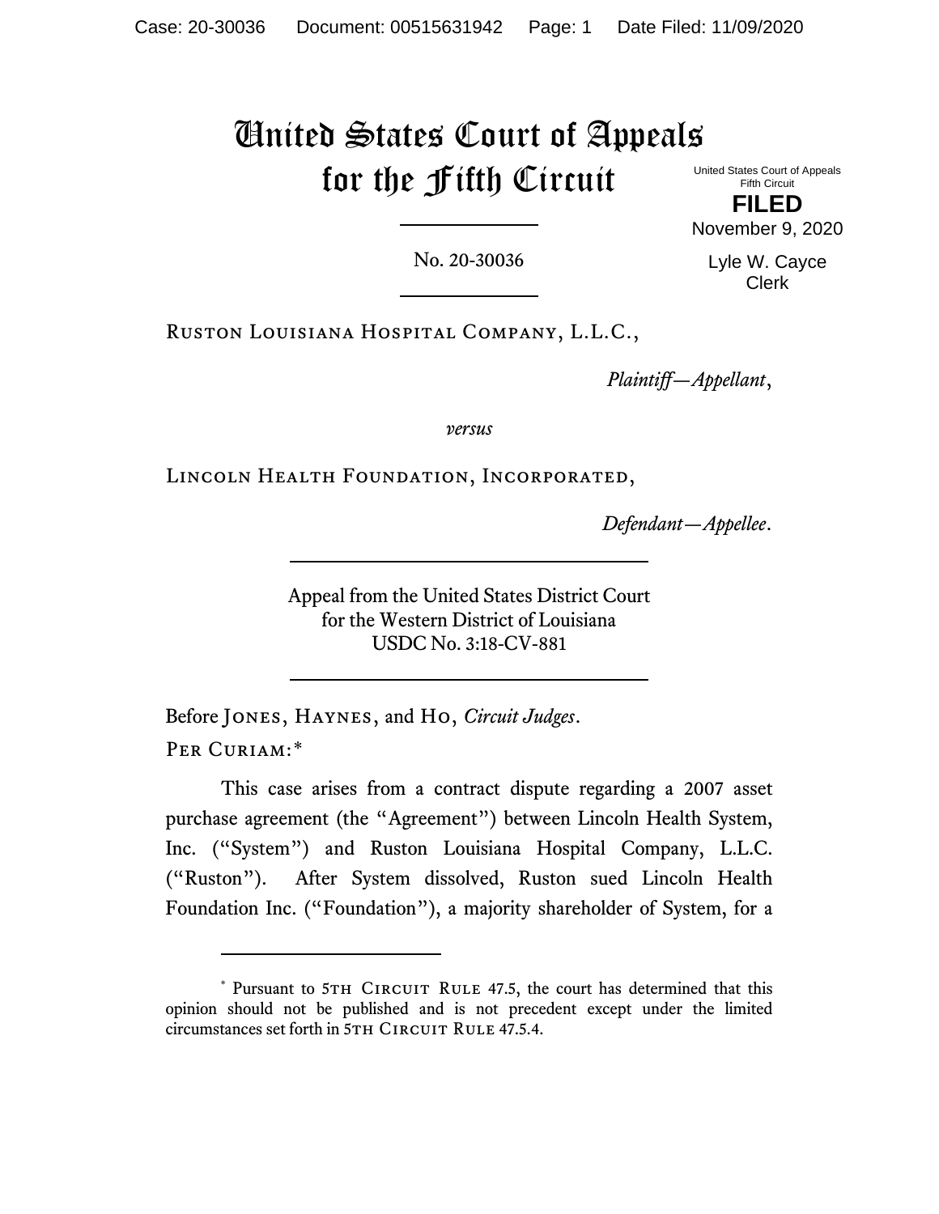# United States Court of Appeals for the Fifth Circuit

United States Court of Appeals
Fifth Circuit

**FILED**

November 9, 2020

Lyle W. Cayce
Clerk

No. 20-30036

Ruston Louisiana Hospital Company, L.L.C.,

*Plaintiff—Appellant*,

*versus*

Lincoln Health Foundation, Incorporated,

*Defendant—Appellee*.

Appeal from the United States District Court
for the Western District of Louisiana
USDC No. 3:18-CV-881

Before Jones, Haynes, and Ho, *Circuit Judges*.

Per Curiam:*

This case arises from a contract dispute regarding a 2007 asset purchase agreement (the "Agreement") between Lincoln Health System, Inc. ("System") and Ruston Louisiana Hospital Company, L.L.C. ("Ruston"). After System dissolved, Ruston sued Lincoln Health Foundation Inc. ("Foundation"), a majority shareholder of System, for a

---

\* Pursuant to 5th Circuit Rule 47.5, the court has determined that this opinion should not be published and is not precedent except under the limited circumstances set forth in 5th Circuit Rule 47.5.4.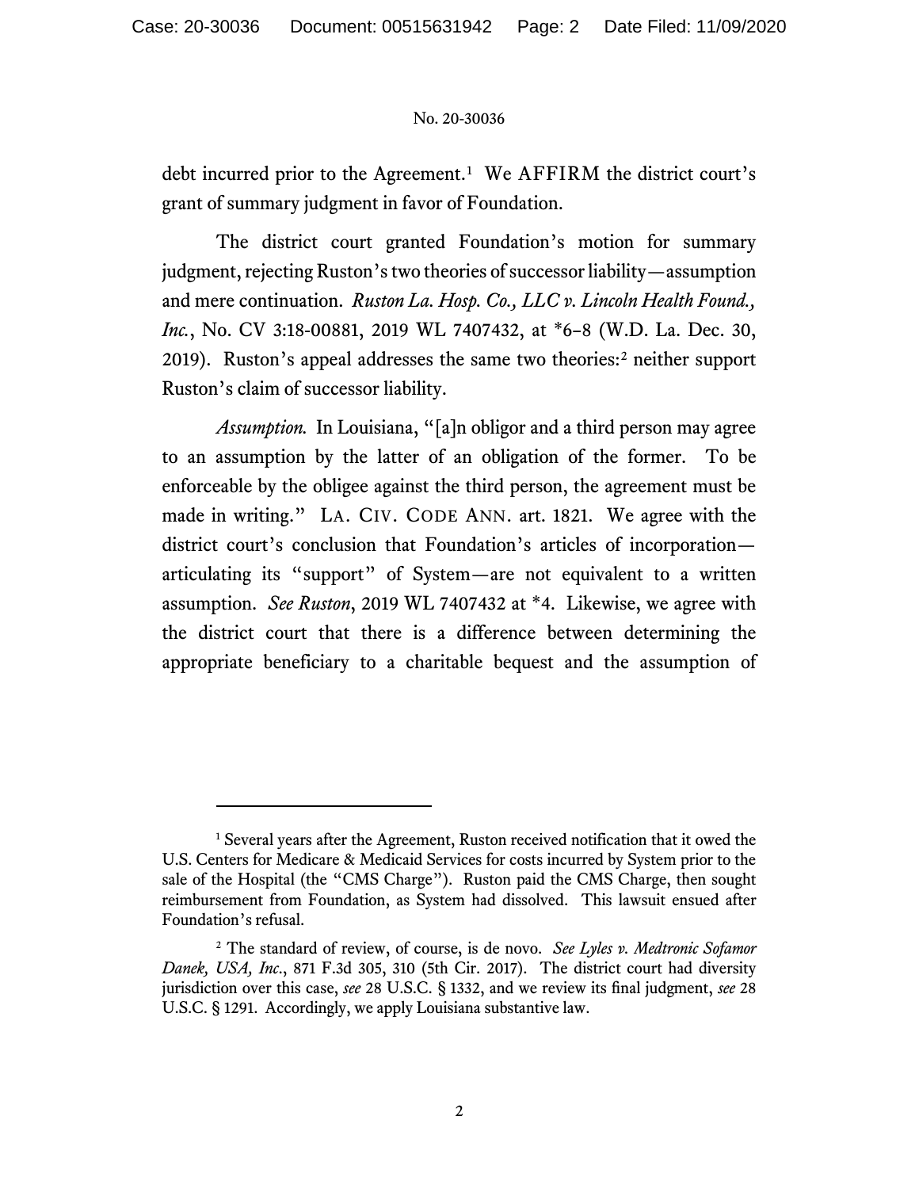debt incurred prior to the Agreement.[1] We AFFIRM the district court's grant of summary judgment in favor of Foundation.

The district court granted Foundation's motion for summary judgment, rejecting Ruston's two theories of successor liability—assumption and mere continuation. *Ruston La. Hosp. Co., LLC v. Lincoln Health Found., Inc.*, No. CV 3:18-00881, 2019 WL 7407432, at *6–8 (W.D. La. Dec. 30, 2019). Ruston's appeal addresses the same two theories:[2] neither support Ruston's claim of successor liability.

*Assumption.* In Louisiana, "[a]n obligor and a third person may agree to an assumption by the latter of an obligation of the former. To be enforceable by the obligee against the third person, the agreement must be made in writing." LA. CIV. CODE ANN. art. 1821. We agree with the district court's conclusion that Foundation's articles of incorporation—articulating its "support" of System—are not equivalent to a written assumption. *See Ruston*, 2019 WL 7407432 at *4. Likewise, we agree with the district court that there is a difference between determining the appropriate beneficiary to a charitable bequest and the assumption of

---

[1] Several years after the Agreement, Ruston received notification that it owed the U.S. Centers for Medicare & Medicaid Services for costs incurred by System prior to the sale of the Hospital (the "CMS Charge"). Ruston paid the CMS Charge, then sought reimbursement from Foundation, as System had dissolved. This lawsuit ensued after Foundation's refusal.

[2] The standard of review, of course, is de novo. *See Lyles v. Medtronic Sofamor Danek, USA, Inc.*, 871 F.3d 305, 310 (5th Cir. 2017). The district court had diversity jurisdiction over this case, *see* 28 U.S.C. § 1332, and we review its final judgment, *see* 28 U.S.C. § 1291. Accordingly, we apply Louisiana substantive law.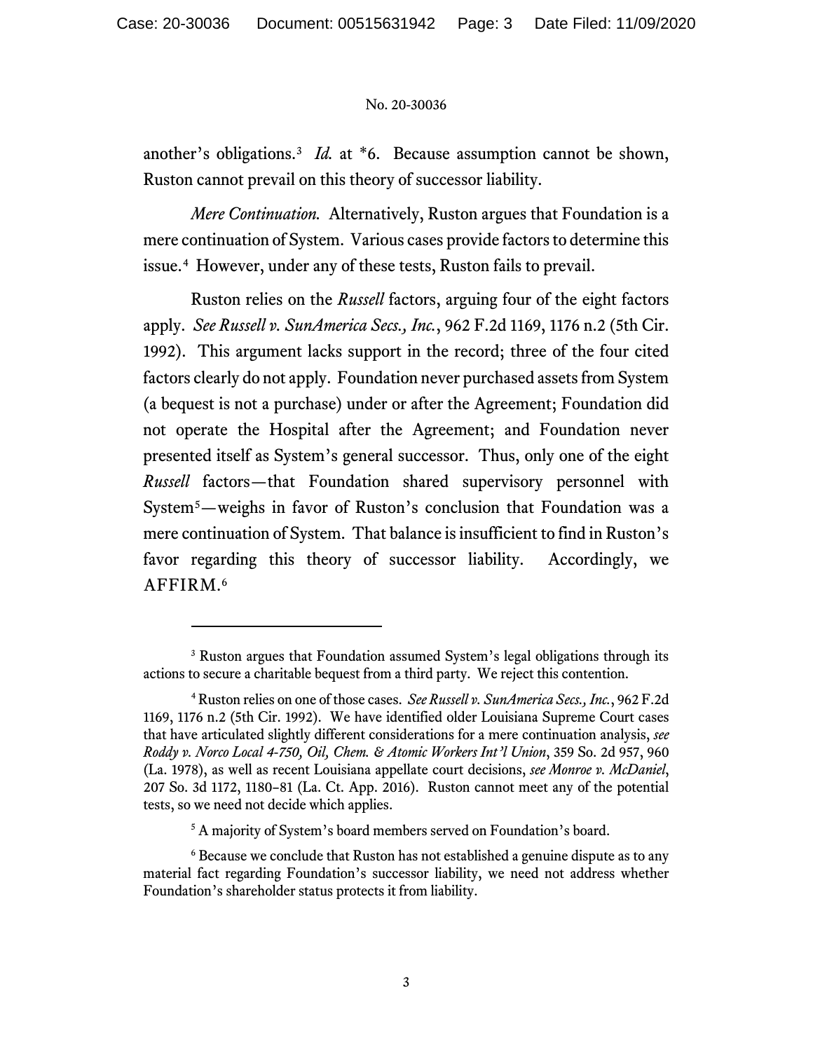another's obligations.[3] *Id.* at *6. Because assumption cannot be shown, Ruston cannot prevail on this theory of successor liability.

*Mere Continuation.* Alternatively, Ruston argues that Foundation is a mere continuation of System. Various cases provide factors to determine this issue.[4] However, under any of these tests, Ruston fails to prevail.

Ruston relies on the *Russell* factors, arguing four of the eight factors apply. *See Russell v. SunAmerica Secs., Inc.*, 962 F.2d 1169, 1176 n.2 (5th Cir. 1992). This argument lacks support in the record; three of the four cited factors clearly do not apply. Foundation never purchased assets from System (a bequest is not a purchase) under or after the Agreement; Foundation did not operate the Hospital after the Agreement; and Foundation never presented itself as System's general successor. Thus, only one of the eight *Russell* factors—that Foundation shared supervisory personnel with System[5]—weighs in favor of Ruston's conclusion that Foundation was a mere continuation of System. That balance is insufficient to find in Ruston's favor regarding this theory of successor liability. Accordingly, we AFFIRM.[6]

---

[3] Ruston argues that Foundation assumed System's legal obligations through its actions to secure a charitable bequest from a third party. We reject this contention.

[4] Ruston relies on one of those cases. *See Russell v. SunAmerica Secs., Inc.*, 962 F.2d 1169, 1176 n.2 (5th Cir. 1992). We have identified older Louisiana Supreme Court cases that have articulated slightly different considerations for a mere continuation analysis, *see Roddy v. Norco Local 4-750, Oil, Chem. & Atomic Workers Int'l Union*, 359 So. 2d 957, 960 (La. 1978), as well as recent Louisiana appellate court decisions, *see Monroe v. McDaniel*, 207 So. 3d 1172, 1180–81 (La. Ct. App. 2016). Ruston cannot meet any of the potential tests, so we need not decide which applies.

[5] A majority of System's board members served on Foundation's board.

[6] Because we conclude that Ruston has not established a genuine dispute as to any material fact regarding Foundation's successor liability, we need not address whether Foundation's shareholder status protects it from liability.